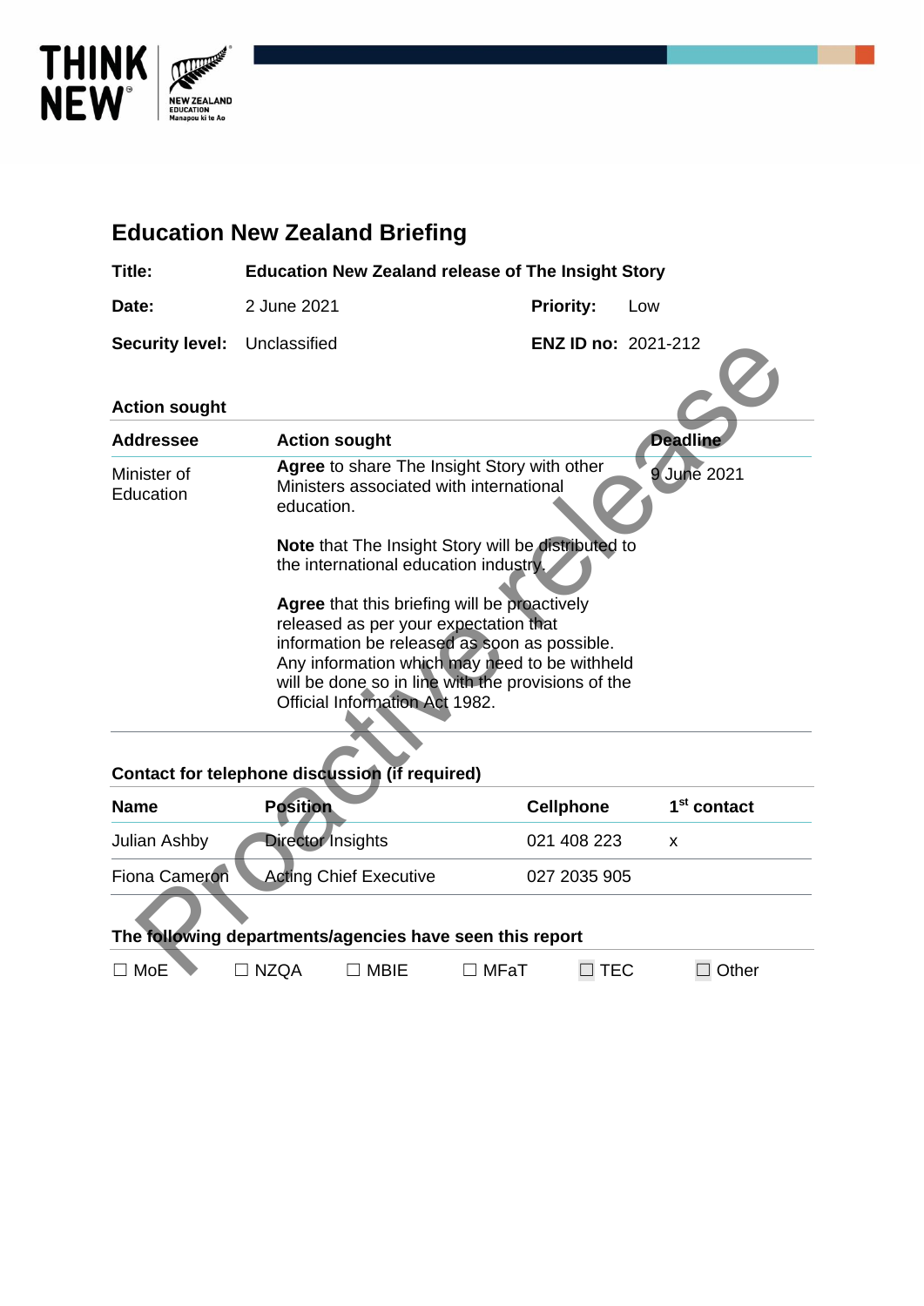# Education New Zealand Briefing

| | | | |
|---|---|---|---|
| **Title:** | **Education New Zealand release of The Insight Story** | | |
| **Date:** | 2 June 2021 | **Priority:** | Low |
| **Security level:** | Unclassified | **ENZ ID no:** | 2021-212 |

## Action sought

| Addressee | Action sought | Deadline |
|---|---|---|
| Minister of Education | **Agree** to share The Insight Story with other Ministers associated with international education.<br><br>**Note** that The Insight Story will be distributed to the international education industry.<br><br>**Agree** that this briefing will be proactively released as per your expectation that information be released as soon as possible. Any information which may need to be withheld will be done so in line with the provisions of the Official Information Act 1982. | 9 June 2021 |

## Contact for telephone discussion (if required)

| Name | Position | Cellphone | 1st contact |
|---|---|---|---|
| Julian Ashby | Director Insights | 021 408 223 | x |
| Fiona Cameron | Acting Chief Executive | 027 2035 905 | |

## The following departments/agencies have seen this report

☐ MoE ☐ NZQA ☐ MBIE ☐ MFaT ☐ TEC ☐ Other

Proactive release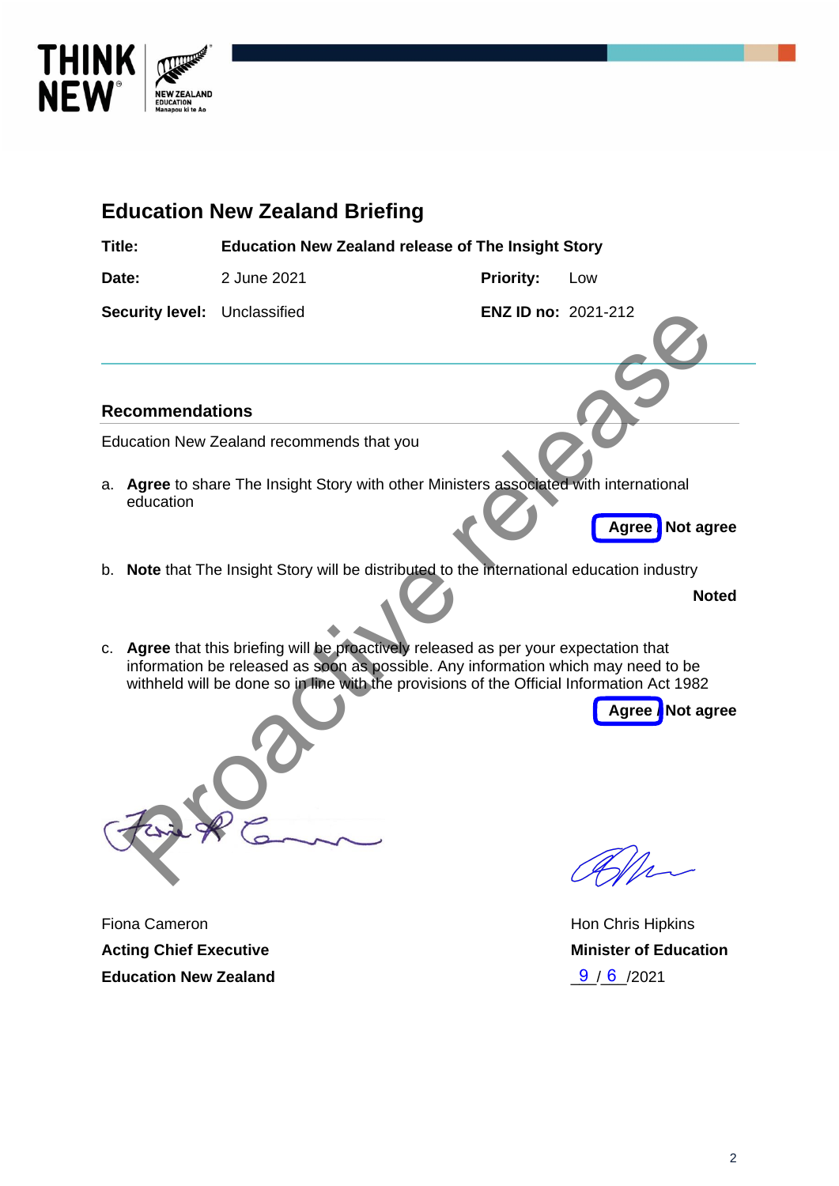## Education New Zealand Briefing

| | | | |
|---|---|---|---|
| **Title:** | **Education New Zealand release of The Insight Story** | | |
| **Date:** | 2 June 2021 | **Priority:** | Low |
| **Security level:** | Unclassified | **ENZ ID no:** | 2021-212 |

Proactive release

### Recommendations

Education New Zealand recommends that you

a. **Agree** to share The Insight Story with other Ministers associated with international education

**Agree** / **Not agree**

b. **Note** that The Insight Story will be distributed to the international education industry

**Noted**

c. **Agree** that this briefing will be proactively released as per your expectation that information be released as soon as possible. Any information which may need to be withheld will be done so in line with the provisions of the Official Information Act 1982

**Agree** / **Not agree**

Fiona Cameron
**Acting Chief Executive**
**Education New Zealand**

Hon Chris Hipkins
**Minister of Education**
9 / 6 /2021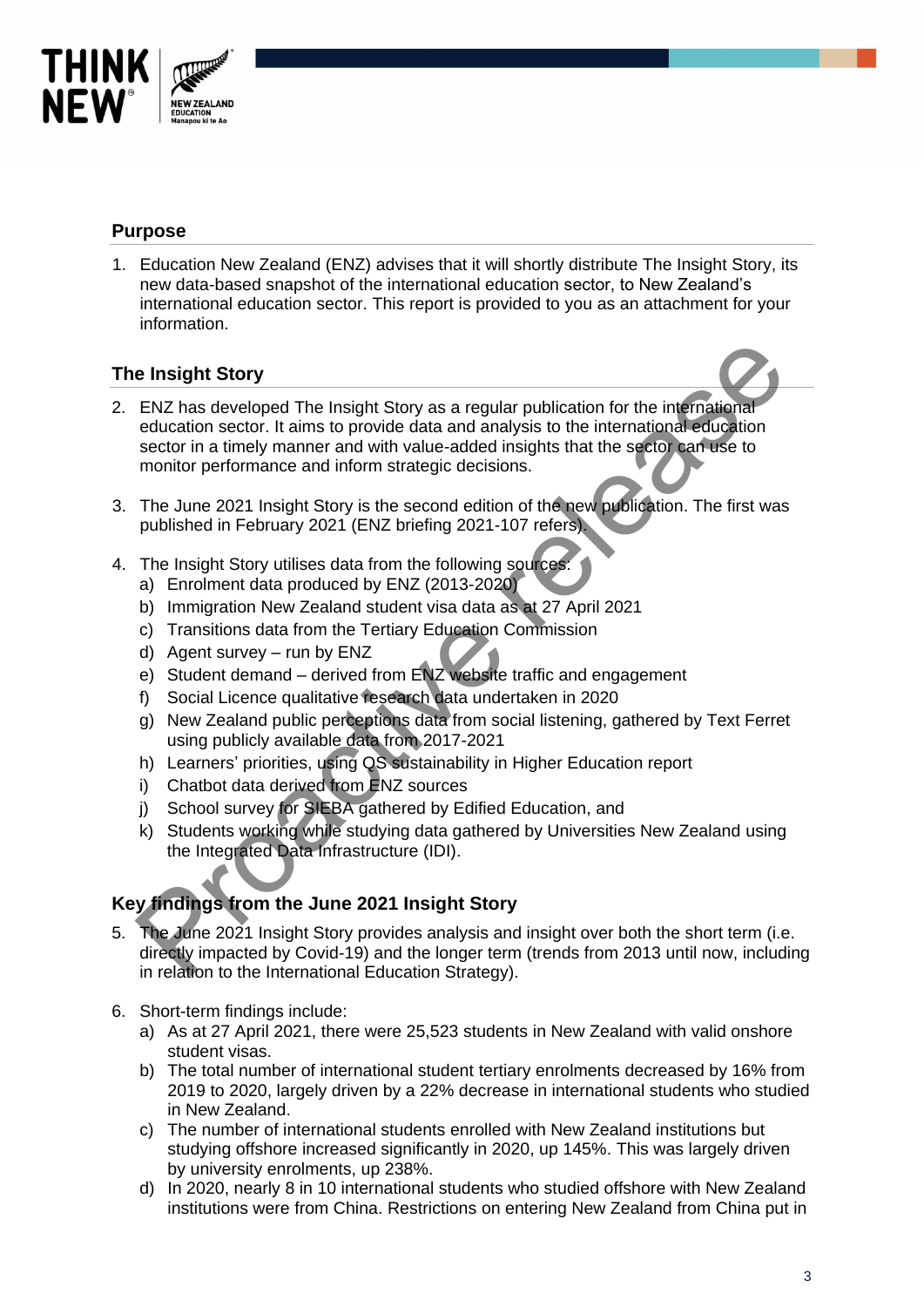## Purpose

1. Education New Zealand (ENZ) advises that it will shortly distribute The Insight Story, its new data-based snapshot of the international education sector, to New Zealand's international education sector. This report is provided to you as an attachment for your information.

## The Insight Story

2. ENZ has developed The Insight Story as a regular publication for the international education sector. It aims to provide data and analysis to the international education sector in a timely manner and with value-added insights that the sector can use to monitor performance and inform strategic decisions.

3. The June 2021 Insight Story is the second edition of the new publication. The first was published in February 2021 (ENZ briefing 2021-107 refers).

4. The Insight Story utilises data from the following sources:
   a) Enrolment data produced by ENZ (2013-2020)
   b) Immigration New Zealand student visa data as at 27 April 2021
   c) Transitions data from the Tertiary Education Commission
   d) Agent survey – run by ENZ
   e) Student demand – derived from ENZ website traffic and engagement
   f) Social Licence qualitative research data undertaken in 2020
   g) New Zealand public perceptions data from social listening, gathered by Text Ferret using publicly available data from 2017-2021
   h) Learners' priorities, using QS sustainability in Higher Education report
   i) Chatbot data derived from ENZ sources
   j) School survey for SIEBA gathered by Edified Education, and
   k) Students working while studying data gathered by Universities New Zealand using the Integrated Data Infrastructure (IDI).

## Key findings from the June 2021 Insight Story

5. The June 2021 Insight Story provides analysis and insight over both the short term (i.e. directly impacted by Covid-19) and the longer term (trends from 2013 until now, including in relation to the International Education Strategy).

6. Short-term findings include:
   a) As at 27 April 2021, there were 25,523 students in New Zealand with valid onshore student visas.
   b) The total number of international student tertiary enrolments decreased by 16% from 2019 to 2020, largely driven by a 22% decrease in international students who studied in New Zealand.
   c) The number of international students enrolled with New Zealand institutions but studying offshore increased significantly in 2020, up 145%. This was largely driven by university enrolments, up 238%.
   d) In 2020, nearly 8 in 10 international students who studied offshore with New Zealand institutions were from China. Restrictions on entering New Zealand from China put in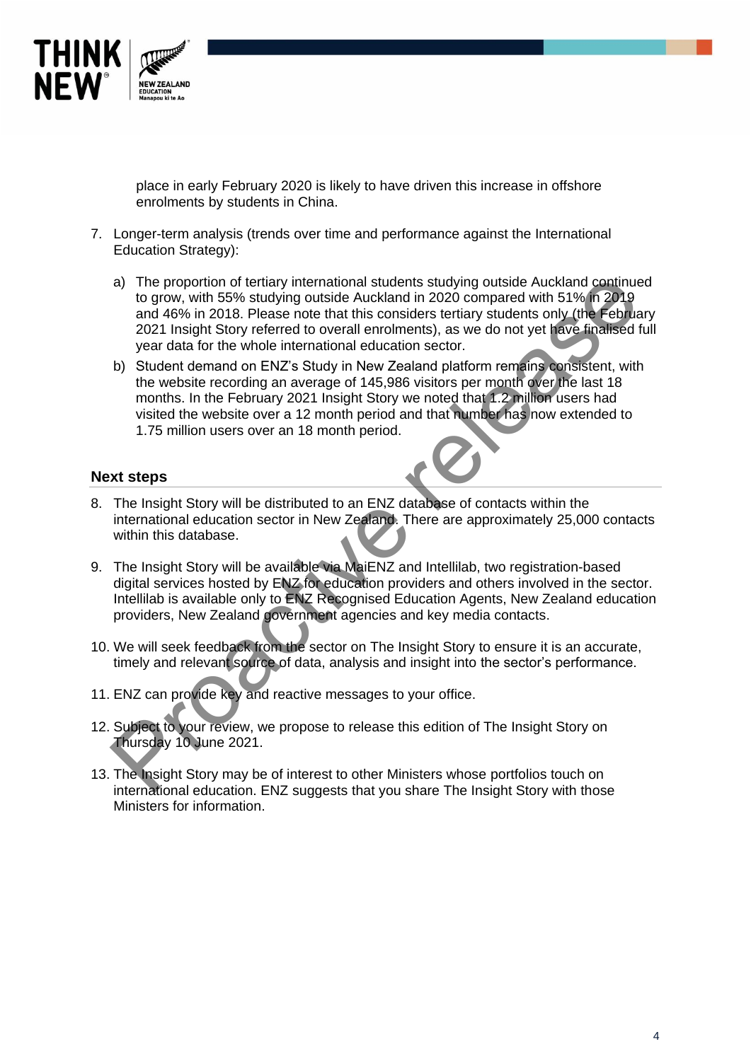place in early February 2020 is likely to have driven this increase in offshore enrolments by students in China.

7. Longer-term analysis (trends over time and performance against the International Education Strategy):

   a) The proportion of tertiary international students studying outside Auckland continued to grow, with 55% studying outside Auckland in 2020 compared with 51% in 2019 and 46% in 2018. Please note that this considers tertiary students only (the February 2021 Insight Story referred to overall enrolments), as we do not yet have finalised full year data for the whole international education sector.

   b) Student demand on ENZ's Study in New Zealand platform remains consistent, with the website recording an average of 145,986 visitors per month over the last 18 months. In the February 2021 Insight Story we noted that 1.2 million users had visited the website over a 12 month period and that number has now extended to 1.75 million users over an 18 month period.

## Next steps

8. The Insight Story will be distributed to an ENZ database of contacts within the international education sector in New Zealand. There are approximately 25,000 contacts within this database.

9. The Insight Story will be available via MaiENZ and Intellilab, two registration-based digital services hosted by ENZ for education providers and others involved in the sector. Intellilab is available only to ENZ Recognised Education Agents, New Zealand education providers, New Zealand government agencies and key media contacts.

10. We will seek feedback from the sector on The Insight Story to ensure it is an accurate, timely and relevant source of data, analysis and insight into the sector's performance.

11. ENZ can provide key and reactive messages to your office.

12. Subject to your review, we propose to release this edition of The Insight Story on Thursday 10 June 2021.

13. The Insight Story may be of interest to other Ministers whose portfolios touch on international education. ENZ suggests that you share The Insight Story with those Ministers for information.